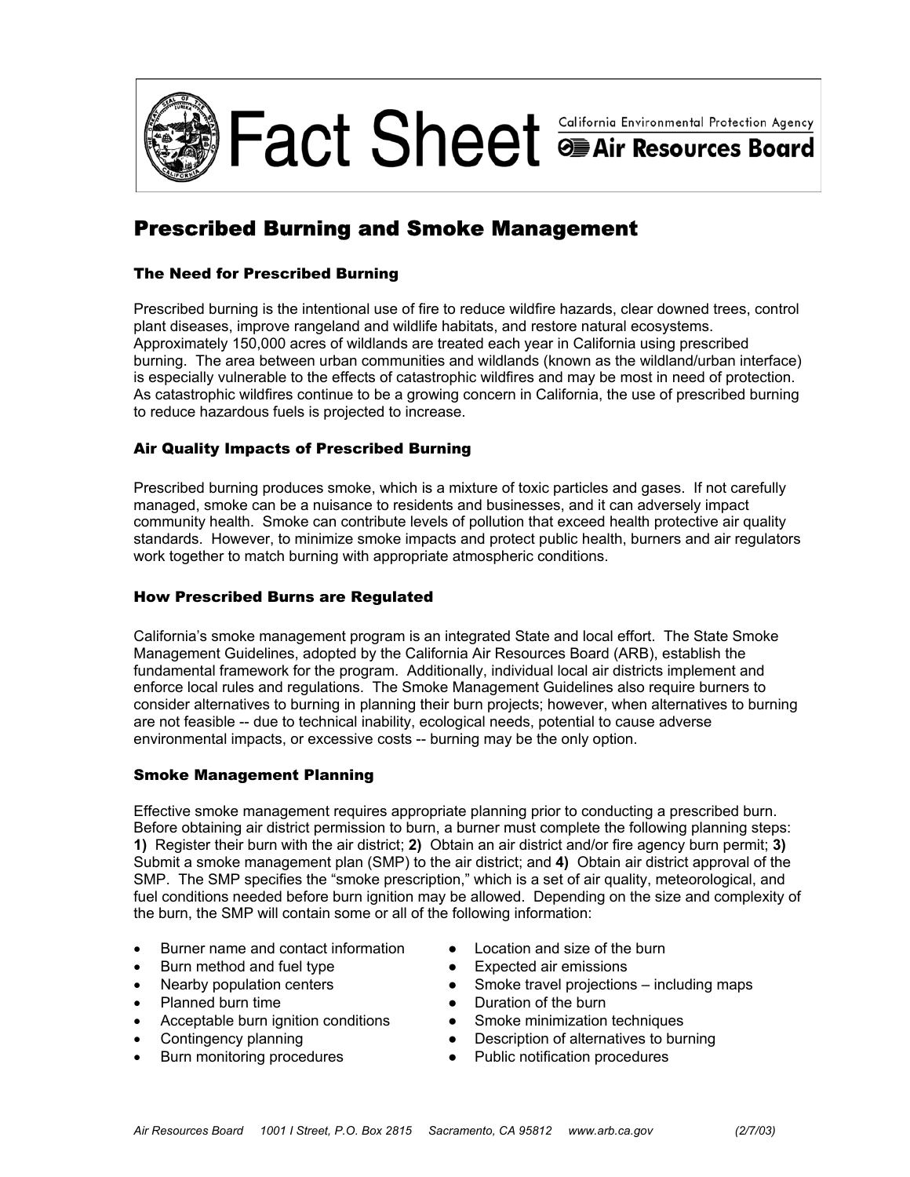# Fact Sheet

California Environmental Protection Agency
**Air Resources Board**

## Prescribed Burning and Smoke Management

### The Need for Prescribed Burning

Prescribed burning is the intentional use of fire to reduce wildfire hazards, clear downed trees, control plant diseases, improve rangeland and wildlife habitats, and restore natural ecosystems. Approximately 150,000 acres of wildlands are treated each year in California using prescribed burning. The area between urban communities and wildlands (known as the wildland/urban interface) is especially vulnerable to the effects of catastrophic wildfires and may be most in need of protection. As catastrophic wildfires continue to be a growing concern in California, the use of prescribed burning to reduce hazardous fuels is projected to increase.

### Air Quality Impacts of Prescribed Burning

Prescribed burning produces smoke, which is a mixture of toxic particles and gases. If not carefully managed, smoke can be a nuisance to residents and businesses, and it can adversely impact community health. Smoke can contribute levels of pollution that exceed health protective air quality standards. However, to minimize smoke impacts and protect public health, burners and air regulators work together to match burning with appropriate atmospheric conditions.

### How Prescribed Burns are Regulated

California's smoke management program is an integrated State and local effort. The State Smoke Management Guidelines, adopted by the California Air Resources Board (ARB), establish the fundamental framework for the program. Additionally, individual local air districts implement and enforce local rules and regulations. The Smoke Management Guidelines also require burners to consider alternatives to burning in planning their burn projects; however, when alternatives to burning are not feasible -- due to technical inability, ecological needs, potential to cause adverse environmental impacts, or excessive costs -- burning may be the only option.

### Smoke Management Planning

Effective smoke management requires appropriate planning prior to conducting a prescribed burn. Before obtaining air district permission to burn, a burner must complete the following planning steps: **1)** Register their burn with the air district; **2)** Obtain an air district and/or fire agency burn permit; **3)** Submit a smoke management plan (SMP) to the air district; and **4)** Obtain air district approval of the SMP. The SMP specifies the "smoke prescription," which is a set of air quality, meteorological, and fuel conditions needed before burn ignition may be allowed. Depending on the size and complexity of the burn, the SMP will contain some or all of the following information:

- Burner name and contact information
- Burn method and fuel type
- Nearby population centers
- Planned burn time
- Acceptable burn ignition conditions
- Contingency planning
- Burn monitoring procedures
- Location and size of the burn
- Expected air emissions
- Smoke travel projections – including maps
- Duration of the burn
- Smoke minimization techniques
- Description of alternatives to burning
- Public notification procedures

*Air Resources Board 1001 I Street, P.O. Box 2815 Sacramento, CA 95812 www.arb.ca.gov (2/7/03)*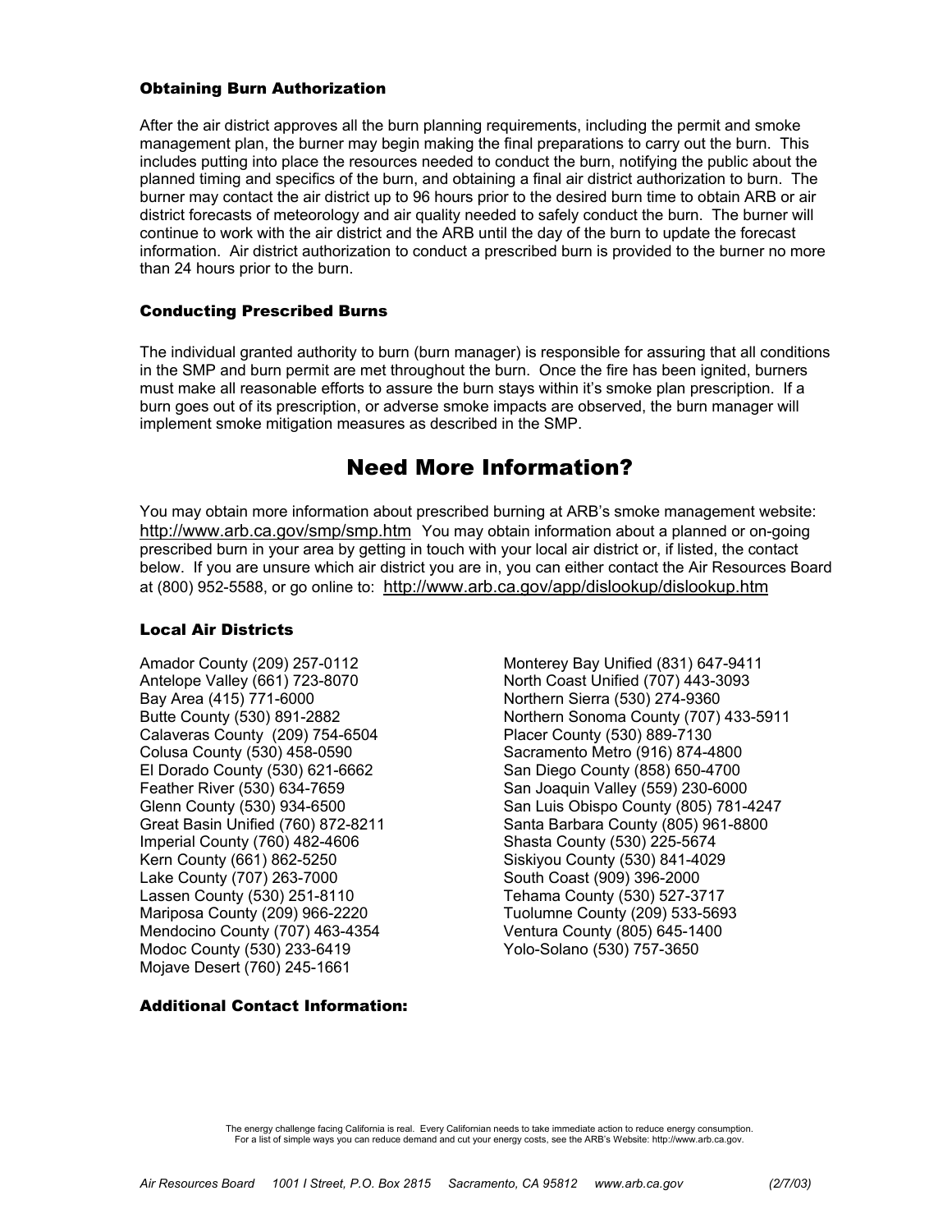### Obtaining Burn Authorization

After the air district approves all the burn planning requirements, including the permit and smoke management plan, the burner may begin making the final preparations to carry out the burn. This includes putting into place the resources needed to conduct the burn, notifying the public about the planned timing and specifics of the burn, and obtaining a final air district authorization to burn. The burner may contact the air district up to 96 hours prior to the desired burn time to obtain ARB or air district forecasts of meteorology and air quality needed to safely conduct the burn. The burner will continue to work with the air district and the ARB until the day of the burn to update the forecast information. Air district authorization to conduct a prescribed burn is provided to the burner no more than 24 hours prior to the burn.

### Conducting Prescribed Burns

The individual granted authority to burn (burn manager) is responsible for assuring that all conditions in the SMP and burn permit are met throughout the burn. Once the fire has been ignited, burners must make all reasonable efforts to assure the burn stays within it's smoke plan prescription. If a burn goes out of its prescription, or adverse smoke impacts are observed, the burn manager will implement smoke mitigation measures as described in the SMP.

## Need More Information?

You may obtain more information about prescribed burning at ARB's smoke management website: http://www.arb.ca.gov/smp/smp.htm You may obtain information about a planned or on-going prescribed burn in your area by getting in touch with your local air district or, if listed, the contact below. If you are unsure which air district you are in, you can either contact the Air Resources Board at (800) 952-5588, or go online to: http://www.arb.ca.gov/app/dislookup/dislookup.htm

### Local Air Districts

Amador County (209) 257-0112
Antelope Valley (661) 723-8070
Bay Area (415) 771-6000
Butte County (530) 891-2882
Calaveras County (209) 754-6504
Colusa County (530) 458-0590
El Dorado County (530) 621-6662
Feather River (530) 634-7659
Glenn County (530) 934-6500
Great Basin Unified (760) 872-8211
Imperial County (760) 482-4606
Kern County (661) 862-5250
Lake County (707) 263-7000
Lassen County (530) 251-8110
Mariposa County (209) 966-2220
Mendocino County (707) 463-4354
Modoc County (530) 233-6419
Mojave Desert (760) 245-1661
Monterey Bay Unified (831) 647-9411
North Coast Unified (707) 443-3093
Northern Sierra (530) 274-9360
Northern Sonoma County (707) 433-5911
Placer County (530) 889-7130
Sacramento Metro (916) 874-4800
San Diego County (858) 650-4700
San Joaquin Valley (559) 230-6000
San Luis Obispo County (805) 781-4247
Santa Barbara County (805) 961-8800
Shasta County (530) 225-5674
Siskiyou County (530) 841-4029
South Coast (909) 396-2000
Tehama County (530) 527-3717
Tuolumne County (209) 533-5693
Ventura County (805) 645-1400
Yolo-Solano (530) 757-3650

### Additional Contact Information:

The energy challenge facing California is real. Every Californian needs to take immediate action to reduce energy consumption. For a list of simple ways you can reduce demand and cut your energy costs, see the ARB's Website: http://www.arb.ca.gov.

*Air Resources Board 1001 I Street, P.O. Box 2815 Sacramento, CA 95812 www.arb.ca.gov (2/7/03)*